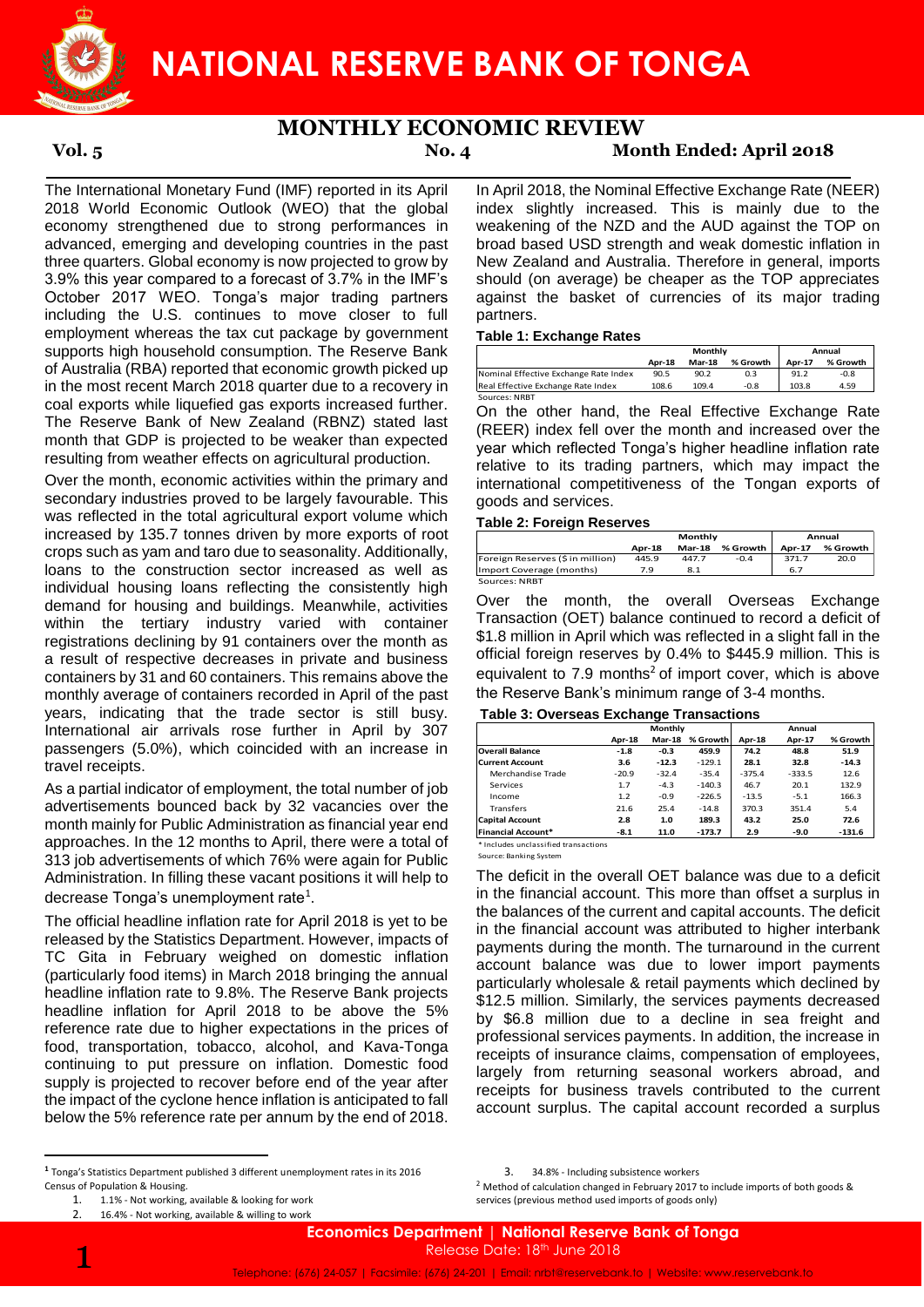# NATIONAL RESERVE BANK OF TONGA

## MONTHLY ECONOMIC REVIEW

**Vol. 5** **No. 4** **Month Ended: April 2018**

The International Monetary Fund (IMF) reported in its April 2018 World Economic Outlook (WEO) that the global economy strengthened due to strong performances in advanced, emerging and developing countries in the past three quarters. Global economy is now projected to grow by 3.9% this year compared to a forecast of 3.7% in the IMF's October 2017 WEO. Tonga's major trading partners including the U.S. continues to move closer to full employment whereas the tax cut package by government supports high household consumption. The Reserve Bank of Australia (RBA) reported that economic growth picked up in the most recent March 2018 quarter due to a recovery in coal exports while liquefied gas exports increased further. The Reserve Bank of New Zealand (RBNZ) stated last month that GDP is projected to be weaker than expected resulting from weather effects on agricultural production.

Over the month, economic activities within the primary and secondary industries proved to be largely favourable. This was reflected in the total agricultural export volume which increased by 135.7 tonnes driven by more exports of root crops such as yam and taro due to seasonality. Additionally, loans to the construction sector increased as well as individual housing loans reflecting the consistently high demand for housing and buildings. Meanwhile, activities within the tertiary industry varied with container registrations declining by 91 containers over the month as a result of respective decreases in private and business containers by 31 and 60 containers. This remains above the monthly average of containers recorded in April of the past years, indicating that the trade sector is still busy. International air arrivals rose further in April by 307 passengers (5.0%), which coincided with an increase in travel receipts.

As a partial indicator of employment, the total number of job advertisements bounced back by 32 vacancies over the month mainly for Public Administration as financial year end approaches. In the 12 months to April, there were a total of 313 job advertisements of which 76% were again for Public Administration. In filling these vacant positions it will help to decrease Tonga's unemployment rate[1].

The official headline inflation rate for April 2018 is yet to be released by the Statistics Department. However, impacts of TC Gita in February weighed on domestic inflation (particularly food items) in March 2018 bringing the annual headline inflation rate to 9.8%. The Reserve Bank projects headline inflation for April 2018 to be above the 5% reference rate due to higher expectations in the prices of food, transportation, tobacco, alcohol, and Kava-Tonga continuing to put pressure on inflation. Domestic food supply is projected to recover before end of the year after the impact of the cyclone hence inflation is anticipated to fall below the 5% reference rate per annum by the end of 2018.

In April 2018, the Nominal Effective Exchange Rate (NEER) index slightly increased. This is mainly due to the weakening of the NZD and the AUD against the TOP on broad based USD strength and weak domestic inflation in New Zealand and Australia. Therefore in general, imports should (on average) be cheaper as the TOP appreciates against the basket of currencies of its major trading partners.

**Table 1: Exchange Rates**

| | Monthly | | | Annual | |
|---|---|---|---|---|---|
| | Apr-18 | Mar-18 | % Growth | Apr-17 | % Growth |
| Nominal Effective Exchange Rate Index | 90.5 | 90.2 | 0.3 | 91.2 | -0.8 |
| Real Effective Exchange Rate Index | 108.6 | 109.4 | -0.8 | 103.8 | 4.59 |

Sources: NRBT

On the other hand, the Real Effective Exchange Rate (REER) index fell over the month and increased over the year which reflected Tonga's higher headline inflation rate relative to its trading partners, which may impact the international competitiveness of the Tongan exports of goods and services.

**Table 2: Foreign Reserves**

| | Monthly | | | Annual | |
|---|---|---|---|---|---|
| | Apr-18 | Mar-18 | % Growth | Apr-17 | % Growth |
| Foreign Reserves ($ in million) | 445.9 | 447.7 | -0.4 | 371.7 | 20.0 |
| Import Coverage (months) | 7.9 | 8.1 | | 6.7 | |

Sources: NRBT

Over the month, the overall Overseas Exchange Transaction (OET) balance continued to record a deficit of $1.8 million in April which was reflected in a slight fall in the official foreign reserves by 0.4% to $445.9 million. This is equivalent to 7.9 months[2] of import cover, which is above the Reserve Bank's minimum range of 3-4 months.

**Table 3: Overseas Exchange Transactions**

| | Monthly | | | Annual | | |
|---|---|---|---|---|---|---|
| | Apr-18 | Mar-18 | % Growth | Apr-18 | Apr-17 | % Growth |
| **Overall Balance** | **-1.8** | **-0.3** | **459.9** | **74.2** | **48.8** | **51.9** |
| **Current Account** | **3.6** | **-12.3** | **-129.1** | **28.1** | **32.8** | **-14.3** |
| Merchandise Trade | -20.9 | -32.4 | -35.4 | -375.4 | -333.5 | 12.6 |
| Services | 1.7 | -4.3 | -140.3 | 46.7 | 20.1 | 132.9 |
| Income | 1.2 | -0.9 | -226.5 | -13.5 | -5.1 | 166.3 |
| Transfers | 21.6 | 25.4 | -14.8 | 370.3 | 351.4 | 5.4 |
| **Capital Account** | **2.8** | **1.0** | **189.3** | **43.2** | **25.0** | **72.6** |
| **Financial Account*** | **-8.1** | **11.0** | **-173.7** | **2.9** | **-9.0** | **-131.6** |

\* Includes unclassified transactions

Source: Banking System

The deficit in the overall OET balance was due to a deficit in the financial account. This more than offset a surplus in the balances of the current and capital accounts. The deficit in the financial account was attributed to higher interbank payments during the month. The turnaround in the current account balance was due to lower import payments particularly wholesale & retail payments which declined by $12.5 million. Similarly, the services payments decreased by $6.8 million due to a decline in sea freight and professional services payments. In addition, the increase in receipts of insurance claims, compensation of employees, largely from returning seasonal workers abroad, and receipts for business travels contributed to the current account surplus. The capital account recorded a surplus

---

[1] Tonga's Statistics Department published 3 different unemployment rates in its 2016 Census of Population & Housing.

1. 1.1% - Not working, available & looking for work
2. 16.4% - Not working, available & willing to work
3. 34.8% - Including subsistence workers

[2] Method of calculation changed in February 2017 to include imports of both goods & services (previous method used imports of goods only)

**Economics Department | National Reserve Bank of Tonga**
Release Date: 18th June 2018

Telephone: (676) 24-057 | Facsimile: (676) 24-201 | Email: nrbt@reservebank.to | Website: www.reservebank.to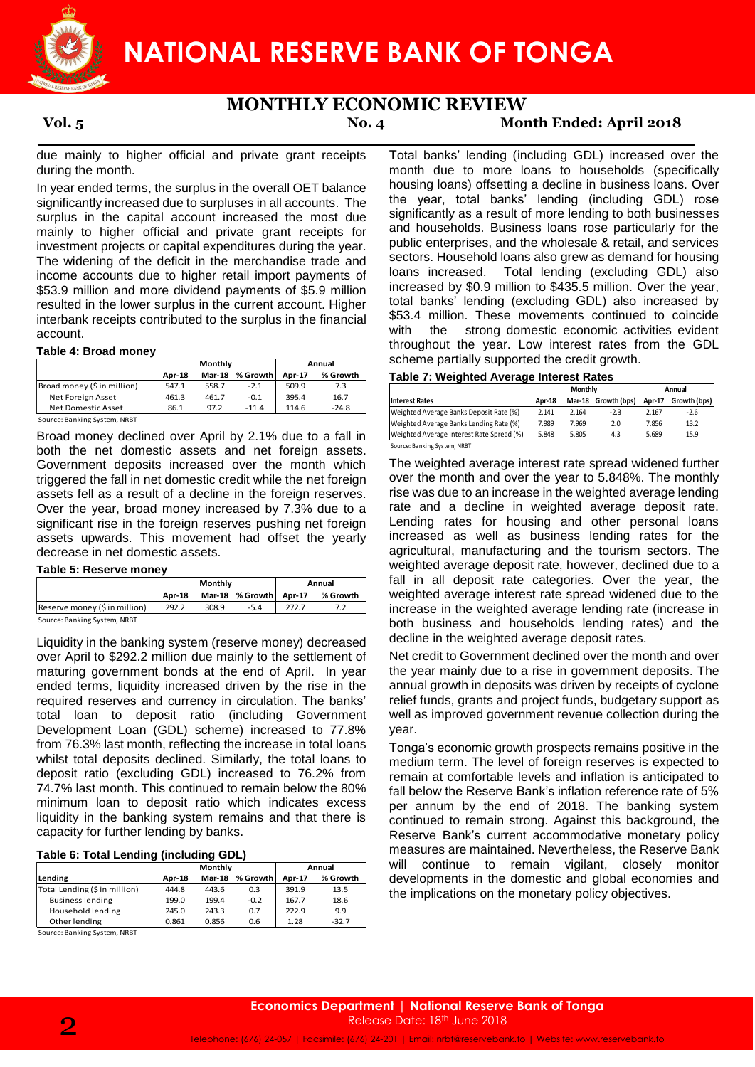# NATIONAL RESERVE BANK OF TONGA

## MONTHLY ECONOMIC REVIEW

**Vol. 5** **No. 4** **Month Ended: April 2018**

due mainly to higher official and private grant receipts during the month.

In year ended terms, the surplus in the overall OET balance significantly increased due to surpluses in all accounts. The surplus in the capital account increased the most due mainly to higher official and private grant receipts for investment projects or capital expenditures during the year. The widening of the deficit in the merchandise trade and income accounts due to higher retail import payments of $53.9 million and more dividend payments of $5.9 million resulted in the lower surplus in the current account. Higher interbank receipts contributed to the surplus in the financial account.

**Table 4: Broad money**

| | Monthly | | | Annual | |
|---|---|---|---|---|---|
| | Apr-18 | Mar-18 | % Growth | Apr-17 | % Growth |
| Broad money ($ in million) | 547.1 | 558.7 | -2.1 | 509.9 | 7.3 |
| Net Foreign Asset | 461.3 | 461.7 | -0.1 | 395.4 | 16.7 |
| Net Domestic Asset | 86.1 | 97.2 | -11.4 | 114.6 | -24.8 |

Source: Banking System, NRBT

Broad money declined over April by 2.1% due to a fall in both the net domestic assets and net foreign assets. Government deposits increased over the month which triggered the fall in net domestic credit while the net foreign assets fell as a result of a decline in the foreign reserves. Over the year, broad money increased by 7.3% due to a significant rise in the foreign reserves pushing net foreign assets upwards. This movement had offset the yearly decrease in net domestic assets.

**Table 5: Reserve money**

| | Monthly | | | Annual | |
|---|---|---|---|---|---|
| | Apr-18 | Mar-18 | % Growth | Apr-17 | % Growth |
| Reserve money ($ in million) | 292.2 | 308.9 | -5.4 | 272.7 | 7.2 |

Source: Banking System, NRBT

Liquidity in the banking system (reserve money) decreased over April to $292.2 million due mainly to the settlement of maturing government bonds at the end of April. In year ended terms, liquidity increased driven by the rise in the required reserves and currency in circulation. The banks' total loan to deposit ratio (including Government Development Loan (GDL) scheme) increased to 77.8% from 76.3% last month, reflecting the increase in total loans whilst total deposits declined. Similarly, the total loans to deposit ratio (excluding GDL) increased to 76.2% from 74.7% last month. This continued to remain below the 80% minimum loan to deposit ratio which indicates excess liquidity in the banking system remains and that there is capacity for further lending by banks.

**Table 6: Total Lending (including GDL)**

| | Monthly | | | Annual | |
|---|---|---|---|---|---|
| Lending | Apr-18 | Mar-18 | % Growth | Apr-17 | % Growth |
| Total Lending ($ in million) | 444.8 | 443.6 | 0.3 | 391.9 | 13.5 |
| Business lending | 199.0 | 199.4 | -0.2 | 167.7 | 18.6 |
| Household lending | 245.0 | 243.3 | 0.7 | 222.9 | 9.9 |
| Other lending | 0.861 | 0.856 | 0.6 | 1.28 | -32.7 |

Source: Banking System, NRBT

Total banks' lending (including GDL) increased over the month due to more loans to households (specifically housing loans) offsetting a decline in business loans. Over the year, total banks' lending (including GDL) rose significantly as a result of more lending to both businesses and households. Business loans rose particularly for the public enterprises, and the wholesale & retail, and services sectors. Household loans also grew as demand for housing loans increased. Total lending (excluding GDL) also increased by $0.9 million to $435.5 million. Over the year, total banks' lending (excluding GDL) also increased by $53.4 million. These movements continued to coincide with the strong domestic economic activities evident throughout the year. Low interest rates from the GDL scheme partially supported the credit growth.

**Table 7: Weighted Average Interest Rates**

| | Monthly | | | Annual | |
|---|---|---|---|---|---|
| Interest Rates | Apr-18 | Mar-18 | Growth (bps) | Apr-17 | Growth (bps) |
| Weighted Average Banks Deposit Rate (%) | 2.141 | 2.164 | -2.3 | 2.167 | -2.6 |
| Weighted Average Banks Lending Rate (%) | 7.989 | 7.969 | 2.0 | 7.856 | 13.2 |
| Weighted Average Interest Rate Spread (%) | 5.848 | 5.805 | 4.3 | 5.689 | 15.9 |

Source: Banking System, NRBT

The weighted average interest rate spread widened further over the month and over the year to 5.848%. The monthly rise was due to an increase in the weighted average lending rate and a decline in weighted average deposit rate. Lending rates for housing and other personal loans increased as well as business lending rates for the agricultural, manufacturing and the tourism sectors. The weighted average deposit rate, however, declined due to a fall in all deposit rate categories. Over the year, the weighted average interest rate spread widened due to the increase in the weighted average lending rate (increase in both business and households lending rates) and the decline in the weighted average deposit rates.

Net credit to Government declined over the month and over the year mainly due to a rise in government deposits. The annual growth in deposits was driven by receipts of cyclone relief funds, grants and project funds, budgetary support as well as improved government revenue collection during the year.

Tonga's economic growth prospects remains positive in the medium term. The level of foreign reserves is expected to remain at comfortable levels and inflation is anticipated to fall below the Reserve Bank's inflation reference rate of 5% per annum by the end of 2018. The banking system continued to remain strong. Against this background, the Reserve Bank's current accommodative monetary policy measures are maintained. Nevertheless, the Reserve Bank will continue to remain vigilant, closely monitor developments in the domestic and global economies and the implications on the monetary policy objectives.

**Economics Department | National Reserve Bank of Tonga**
Release Date: 18th June 2018
Telephone: (676) 24-057 | Facsimile: (676) 24-201 | Email: nrbt@reservebank.to | Website: www.reservebank.to